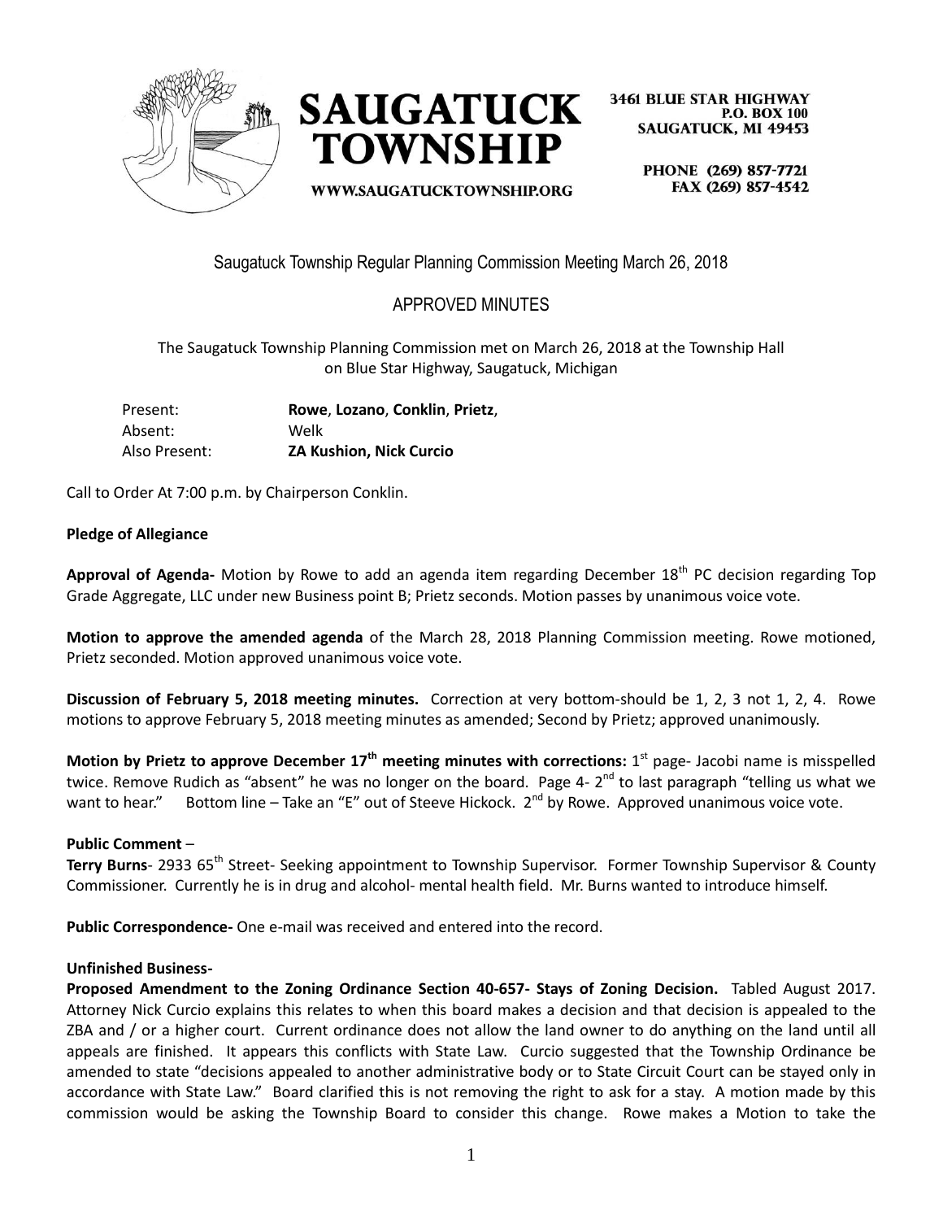SAUGATUCK TOWNSHIP

3461 BLUE STAR HIGHWAY
P.O. BOX 100
SAUGATUCK, MI 49453

WWW.SAUGATUCKTOWNSHIP.ORG

PHONE (269) 857-7721
FAX (269) 857-4542

Saugatuck Township Regular Planning Commission Meeting March 26, 2018

APPROVED MINUTES

The Saugatuck Township Planning Commission met on March 26, 2018 at the Township Hall on Blue Star Highway, Saugatuck, Michigan

| | |
|---|---|
| Present: | **Rowe**, **Lozano**, **Conklin**, **Prietz**, |
| Absent: | Welk |
| Also Present: | **ZA Kushion, Nick Curcio** |

Call to Order At 7:00 p.m. by Chairperson Conklin.

**Pledge of Allegiance**

**Approval of Agenda-** Motion by Rowe to add an agenda item regarding December 18th PC decision regarding Top Grade Aggregate, LLC under new Business point B; Prietz seconds. Motion passes by unanimous voice vote.

**Motion to approve the amended agenda** of the March 28, 2018 Planning Commission meeting. Rowe motioned, Prietz seconded. Motion approved unanimous voice vote.

**Discussion of February 5, 2018 meeting minutes.** Correction at very bottom-should be 1, 2, 3 not 1, 2, 4. Rowe motions to approve February 5, 2018 meeting minutes as amended; Second by Prietz; approved unanimously.

**Motion by Prietz to approve December 17th meeting minutes with corrections:** 1st page- Jacobi name is misspelled twice. Remove Rudich as "absent" he was no longer on the board. Page 4- 2nd to last paragraph "telling us what we want to hear." Bottom line – Take an "E" out of Steeve Hickock. 2nd by Rowe. Approved unanimous voice vote.

**Public Comment** –

**Terry Burns**- 2933 65th Street- Seeking appointment to Township Supervisor. Former Township Supervisor & County Commissioner. Currently he is in drug and alcohol- mental health field. Mr. Burns wanted to introduce himself.

**Public Correspondence-** One e-mail was received and entered into the record.

**Unfinished Business-**

**Proposed Amendment to the Zoning Ordinance Section 40-657- Stays of Zoning Decision.** Tabled August 2017. Attorney Nick Curcio explains this relates to when this board makes a decision and that decision is appealed to the ZBA and / or a higher court. Current ordinance does not allow the land owner to do anything on the land until all appeals are finished. It appears this conflicts with State Law. Curcio suggested that the Township Ordinance be amended to state "decisions appealed to another administrative body or to State Circuit Court can be stayed only in accordance with State Law." Board clarified this is not removing the right to ask for a stay. A motion made by this commission would be asking the Township Board to consider this change. Rowe makes a Motion to take the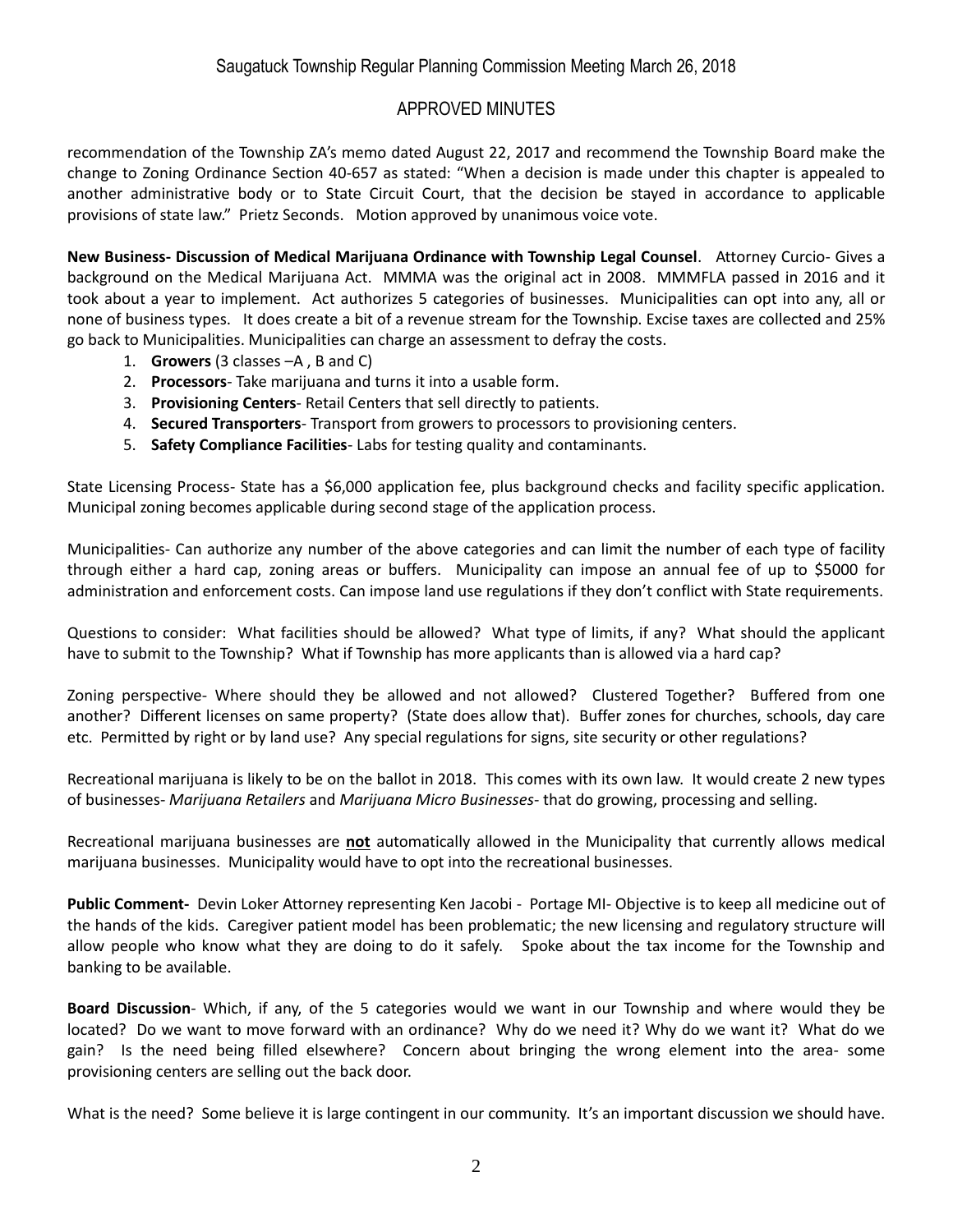recommendation of the Township ZA's memo dated August 22, 2017 and recommend the Township Board make the change to Zoning Ordinance Section 40-657 as stated: "When a decision is made under this chapter is appealed to another administrative body or to State Circuit Court, that the decision be stayed in accordance to applicable provisions of state law." Prietz Seconds. Motion approved by unanimous voice vote.

**New Business- Discussion of Medical Marijuana Ordinance with Township Legal Counsel**. Attorney Curcio- Gives a background on the Medical Marijuana Act. MMMA was the original act in 2008. MMMFLA passed in 2016 and it took about a year to implement. Act authorizes 5 categories of businesses. Municipalities can opt into any, all or none of business types. It does create a bit of a revenue stream for the Township. Excise taxes are collected and 25% go back to Municipalities. Municipalities can charge an assessment to defray the costs.

1. **Growers** (3 classes –A , B and C)
2. **Processors**- Take marijuana and turns it into a usable form.
3. **Provisioning Centers**- Retail Centers that sell directly to patients.
4. **Secured Transporters**- Transport from growers to processors to provisioning centers.
5. **Safety Compliance Facilities**- Labs for testing quality and contaminants.

State Licensing Process- State has a $6,000 application fee, plus background checks and facility specific application. Municipal zoning becomes applicable during second stage of the application process.

Municipalities- Can authorize any number of the above categories and can limit the number of each type of facility through either a hard cap, zoning areas or buffers. Municipality can impose an annual fee of up to $5000 for administration and enforcement costs. Can impose land use regulations if they don't conflict with State requirements.

Questions to consider: What facilities should be allowed? What type of limits, if any? What should the applicant have to submit to the Township? What if Township has more applicants than is allowed via a hard cap?

Zoning perspective- Where should they be allowed and not allowed? Clustered Together? Buffered from one another? Different licenses on same property? (State does allow that). Buffer zones for churches, schools, day care etc. Permitted by right or by land use? Any special regulations for signs, site security or other regulations?

Recreational marijuana is likely to be on the ballot in 2018. This comes with its own law. It would create 2 new types of businesses- *Marijuana Retailers* and *Marijuana Micro Businesses*- that do growing, processing and selling.

Recreational marijuana businesses are <u>**not**</u> automatically allowed in the Municipality that currently allows medical marijuana businesses. Municipality would have to opt into the recreational businesses.

**Public Comment-** Devin Loker Attorney representing Ken Jacobi - Portage MI- Objective is to keep all medicine out of the hands of the kids. Caregiver patient model has been problematic; the new licensing and regulatory structure will allow people who know what they are doing to do it safely. Spoke about the tax income for the Township and banking to be available.

**Board Discussion**- Which, if any, of the 5 categories would we want in our Township and where would they be located? Do we want to move forward with an ordinance? Why do we need it? Why do we want it? What do we gain? Is the need being filled elsewhere? Concern about bringing the wrong element into the area- some provisioning centers are selling out the back door.

What is the need? Some believe it is large contingent in our community. It's an important discussion we should have.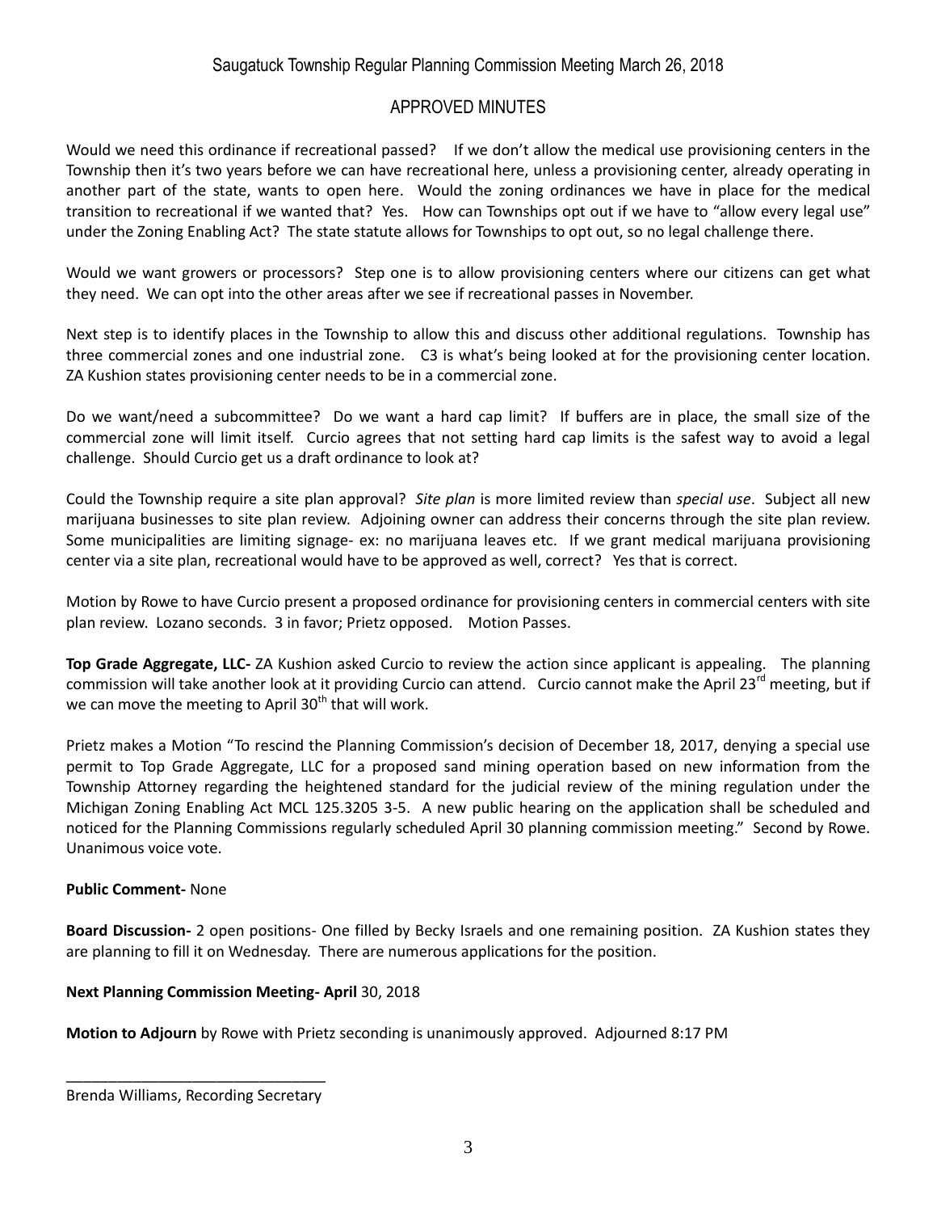Would we need this ordinance if recreational passed? If we don't allow the medical use provisioning centers in the Township then it's two years before we can have recreational here, unless a provisioning center, already operating in another part of the state, wants to open here. Would the zoning ordinances we have in place for the medical transition to recreational if we wanted that? Yes. How can Townships opt out if we have to "allow every legal use" under the Zoning Enabling Act? The state statute allows for Townships to opt out, so no legal challenge there.

Would we want growers or processors? Step one is to allow provisioning centers where our citizens can get what they need. We can opt into the other areas after we see if recreational passes in November.

Next step is to identify places in the Township to allow this and discuss other additional regulations. Township has three commercial zones and one industrial zone. C3 is what's being looked at for the provisioning center location. ZA Kushion states provisioning center needs to be in a commercial zone.

Do we want/need a subcommittee? Do we want a hard cap limit? If buffers are in place, the small size of the commercial zone will limit itself. Curcio agrees that not setting hard cap limits is the safest way to avoid a legal challenge. Should Curcio get us a draft ordinance to look at?

Could the Township require a site plan approval? *Site plan* is more limited review than *special use*. Subject all new marijuana businesses to site plan review. Adjoining owner can address their concerns through the site plan review. Some municipalities are limiting signage- ex: no marijuana leaves etc. If we grant medical marijuana provisioning center via a site plan, recreational would have to be approved as well, correct? Yes that is correct.

Motion by Rowe to have Curcio present a proposed ordinance for provisioning centers in commercial centers with site plan review. Lozano seconds. 3 in favor; Prietz opposed. Motion Passes.

**Top Grade Aggregate, LLC-** ZA Kushion asked Curcio to review the action since applicant is appealing. The planning commission will take another look at it providing Curcio can attend. Curcio cannot make the April 23rd meeting, but if we can move the meeting to April 30th that will work.

Prietz makes a Motion "To rescind the Planning Commission's decision of December 18, 2017, denying a special use permit to Top Grade Aggregate, LLC for a proposed sand mining operation based on new information from the Township Attorney regarding the heightened standard for the judicial review of the mining regulation under the Michigan Zoning Enabling Act MCL 125.3205 3-5. A new public hearing on the application shall be scheduled and noticed for the Planning Commissions regularly scheduled April 30 planning commission meeting." Second by Rowe. Unanimous voice vote.

**Public Comment-** None

**Board Discussion-** 2 open positions- One filled by Becky Israels and one remaining position. ZA Kushion states they are planning to fill it on Wednesday. There are numerous applications for the position.

**Next Planning Commission Meeting- April** 30, 2018

**Motion to Adjourn** by Rowe with Prietz seconding is unanimously approved. Adjourned 8:17 PM

_______________________________

Brenda Williams, Recording Secretary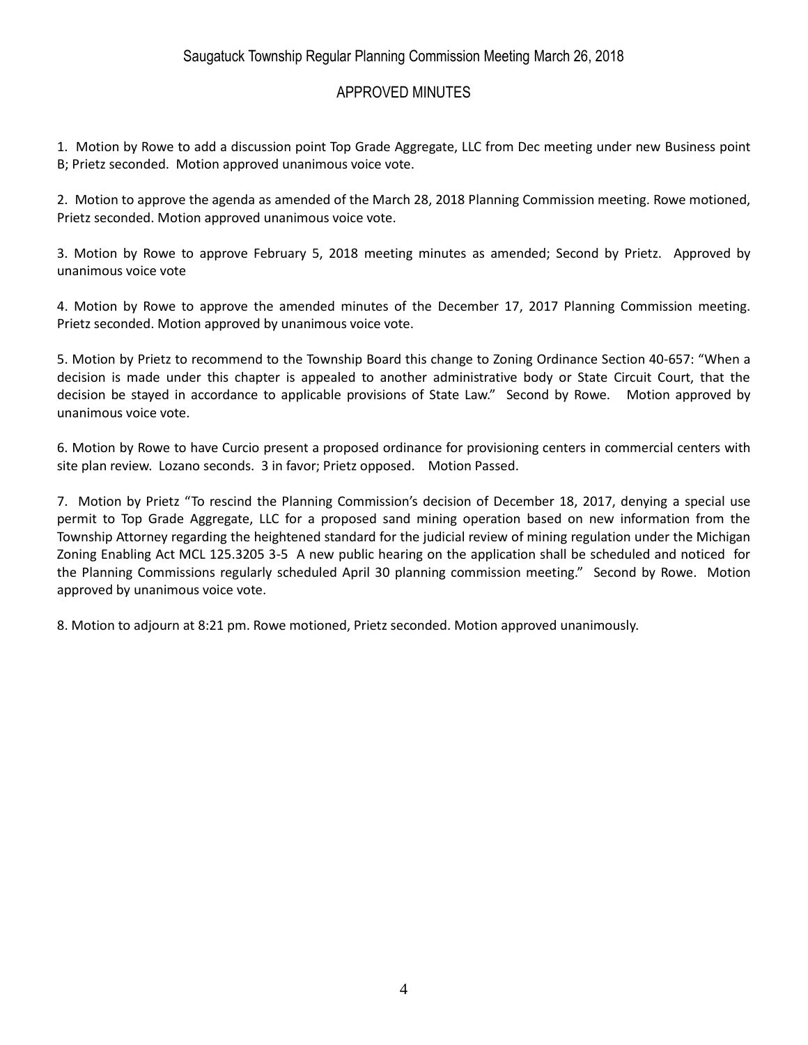Saugatuck Township Regular Planning Commission Meeting March 26, 2018

APPROVED MINUTES

1. Motion by Rowe to add a discussion point Top Grade Aggregate, LLC from Dec meeting under new Business point B; Prietz seconded. Motion approved unanimous voice vote.

2. Motion to approve the agenda as amended of the March 28, 2018 Planning Commission meeting. Rowe motioned, Prietz seconded. Motion approved unanimous voice vote.

3. Motion by Rowe to approve February 5, 2018 meeting minutes as amended; Second by Prietz. Approved by unanimous voice vote

4. Motion by Rowe to approve the amended minutes of the December 17, 2017 Planning Commission meeting. Prietz seconded. Motion approved by unanimous voice vote.

5. Motion by Prietz to recommend to the Township Board this change to Zoning Ordinance Section 40-657: "When a decision is made under this chapter is appealed to another administrative body or State Circuit Court, that the decision be stayed in accordance to applicable provisions of State Law." Second by Rowe. Motion approved by unanimous voice vote.

6. Motion by Rowe to have Curcio present a proposed ordinance for provisioning centers in commercial centers with site plan review. Lozano seconds. 3 in favor; Prietz opposed. Motion Passed.

7. Motion by Prietz "To rescind the Planning Commission's decision of December 18, 2017, denying a special use permit to Top Grade Aggregate, LLC for a proposed sand mining operation based on new information from the Township Attorney regarding the heightened standard for the judicial review of mining regulation under the Michigan Zoning Enabling Act MCL 125.3205 3-5 A new public hearing on the application shall be scheduled and noticed for the Planning Commissions regularly scheduled April 30 planning commission meeting." Second by Rowe. Motion approved by unanimous voice vote.

8. Motion to adjourn at 8:21 pm. Rowe motioned, Prietz seconded. Motion approved unanimously.